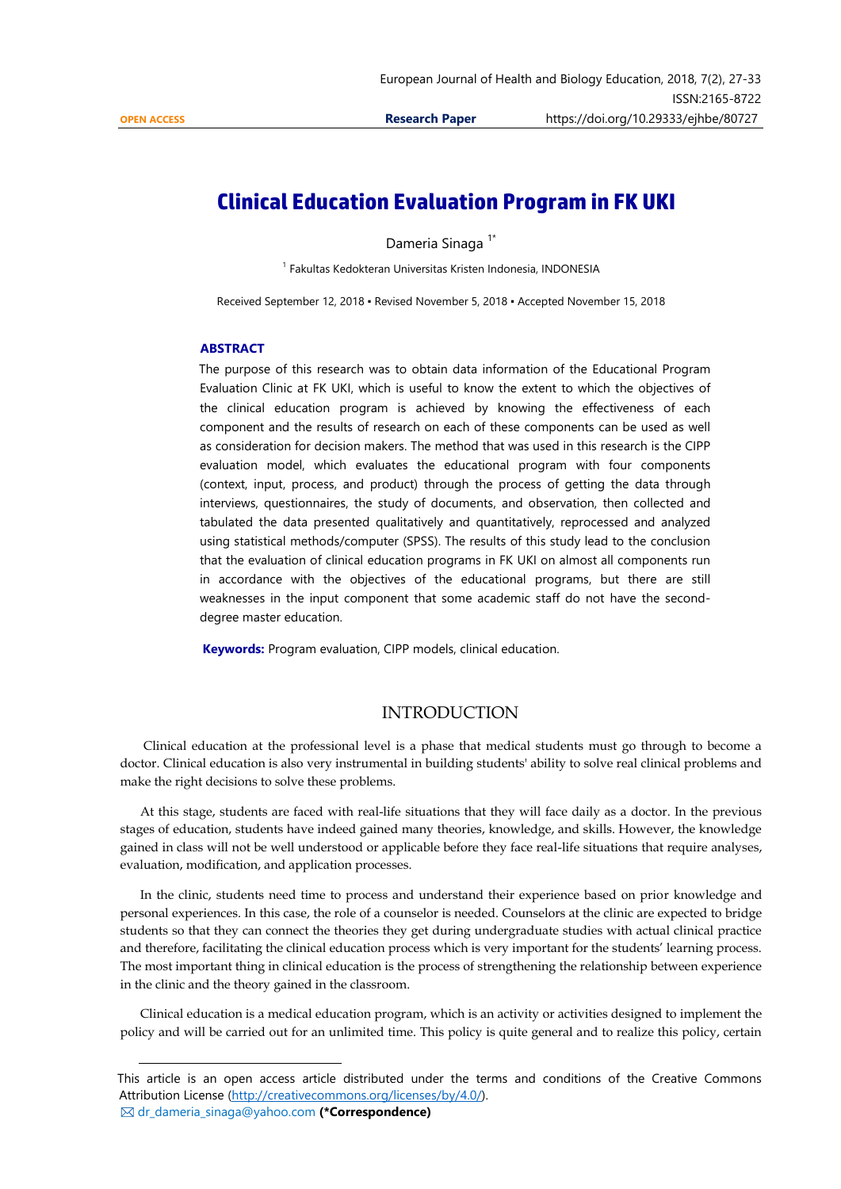OPEN ACCESS

Research Paper

# Clinical Education Evaluation Program in FK UKI

Dameria Sinaga [1*]

[1] Fakultas Kedokteran Universitas Kristen Indonesia, INDONESIA

Received September 12, 2018 ▪ Revised November 5, 2018 ▪ Accepted November 15, 2018

## ABSTRACT

The purpose of this research was to obtain data information of the Educational Program Evaluation Clinic at FK UKI, which is useful to know the extent to which the objectives of the clinical education program is achieved by knowing the effectiveness of each component and the results of research on each of these components can be used as well as consideration for decision makers. The method that was used in this research is the CIPP evaluation model, which evaluates the educational program with four components (context, input, process, and product) through the process of getting the data through interviews, questionnaires, the study of documents, and observation, then collected and tabulated the data presented qualitatively and quantitatively, reprocessed and analyzed using statistical methods/computer (SPSS). The results of this study lead to the conclusion that the evaluation of clinical education programs in FK UKI on almost all components run in accordance with the objectives of the educational programs, but there are still weaknesses in the input component that some academic staff do not have the second-degree master education.

**Keywords:** Program evaluation, CIPP models, clinical education.

## INTRODUCTION

Clinical education at the professional level is a phase that medical students must go through to become a doctor. Clinical education is also very instrumental in building students' ability to solve real clinical problems and make the right decisions to solve these problems.

At this stage, students are faced with real-life situations that they will face daily as a doctor. In the previous stages of education, students have indeed gained many theories, knowledge, and skills. However, the knowledge gained in class will not be well understood or applicable before they face real-life situations that require analyses, evaluation, modification, and application processes.

In the clinic, students need time to process and understand their experience based on prior knowledge and personal experiences. In this case, the role of a counselor is needed. Counselors at the clinic are expected to bridge students so that they can connect the theories they get during undergraduate studies with actual clinical practice and therefore, facilitating the clinical education process which is very important for the students' learning process. The most important thing in clinical education is the process of strengthening the relationship between experience in the clinic and the theory gained in the classroom.

Clinical education is a medical education program, which is an activity or activities designed to implement the policy and will be carried out for an unlimited time. This policy is quite general and to realize this policy, certain

---

This article is an open access article distributed under the terms and conditions of the Creative Commons Attribution License (http://creativecommons.org/licenses/by/4.0/).

✉ dr_dameria_sinaga@yahoo.com **(\*Correspondence)**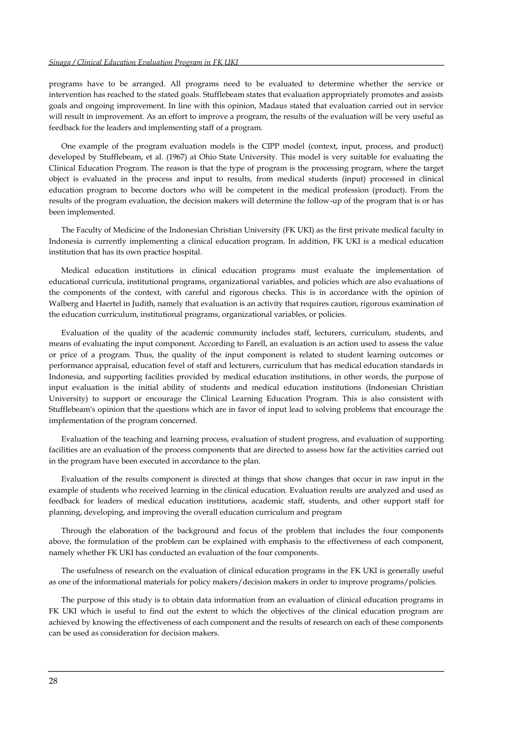programs have to be arranged. All programs need to be evaluated to determine whether the service or intervention has reached to the stated goals. Stufflebeam states that evaluation appropriately promotes and assists goals and ongoing improvement. In line with this opinion, Madaus stated that evaluation carried out in service will result in improvement. As an effort to improve a program, the results of the evaluation will be very useful as feedback for the leaders and implementing staff of a program.

One example of the program evaluation models is the CIPP model (context, input, process, and product) developed by Stufflebeam, et al. (1967) at Ohio State University. This model is very suitable for evaluating the Clinical Education Program. The reason is that the type of program is the processing program, where the target object is evaluated in the process and input to results, from medical students (input) processed in clinical education program to become doctors who will be competent in the medical profession (product). From the results of the program evaluation, the decision makers will determine the follow-up of the program that is or has been implemented.

The Faculty of Medicine of the Indonesian Christian University (FK UKI) as the first private medical faculty in Indonesia is currently implementing a clinical education program. In addition, FK UKI is a medical education institution that has its own practice hospital.

Medical education institutions in clinical education programs must evaluate the implementation of educational curricula, institutional programs, organizational variables, and policies which are also evaluations of the components of the context, with careful and rigorous checks. This is in accordance with the opinion of Walberg and Haertel in Judith, namely that evaluation is an activity that requires caution, rigorous examination of the education curriculum, institutional programs, organizational variables, or policies.

Evaluation of the quality of the academic community includes staff, lecturers, curriculum, students, and means of evaluating the input component. According to Farell, an evaluation is an action used to assess the value or price of a program. Thus, the quality of the input component is related to student learning outcomes or performance appraisal, education fevel of staff and lecturers, curriculum that has medical education standards in Indonesia, and supporting facilities provided by medical education institutions, in other words, the purpose of input evaluation is the initial ability of students and medical education institutions (Indonesian Christian University) to support or encourage the Clinical Learning Education Program. This is also consistent with Stufflebeam's opinion that the questions which are in favor of input lead to solving problems that encourage the implementation of the program concerned.

Evaluation of the teaching and learning process, evaluation of student progress, and evaluation of supporting facilities are an evaluation of the process components that are directed to assess how far the activities carried out in the program have been executed in accordance to the plan.

Evaluation of the results component is directed at things that show changes that occur in raw input in the example of students who received learning in the clinical education. Evaluation results are analyzed and used as feedback for leaders of medical education institutions, academic staff, students, and other support staff for planning, developing, and improving the overall education curriculum and program

Through the elaboration of the background and focus of the problem that includes the four components above, the formulation of the problem can be explained with emphasis to the effectiveness of each component, namely whether FK UKI has conducted an evaluation of the four components.

The usefulness of research on the evaluation of clinical education programs in the FK UKI is generally useful as one of the informational materials for policy makers/decision makers in order to improve programs/policies.

The purpose of this study is to obtain data information from an evaluation of clinical education programs in FK UKI which is useful to find out the extent to which the objectives of the clinical education program are achieved by knowing the effectiveness of each component and the results of research on each of these components can be used as consideration for decision makers.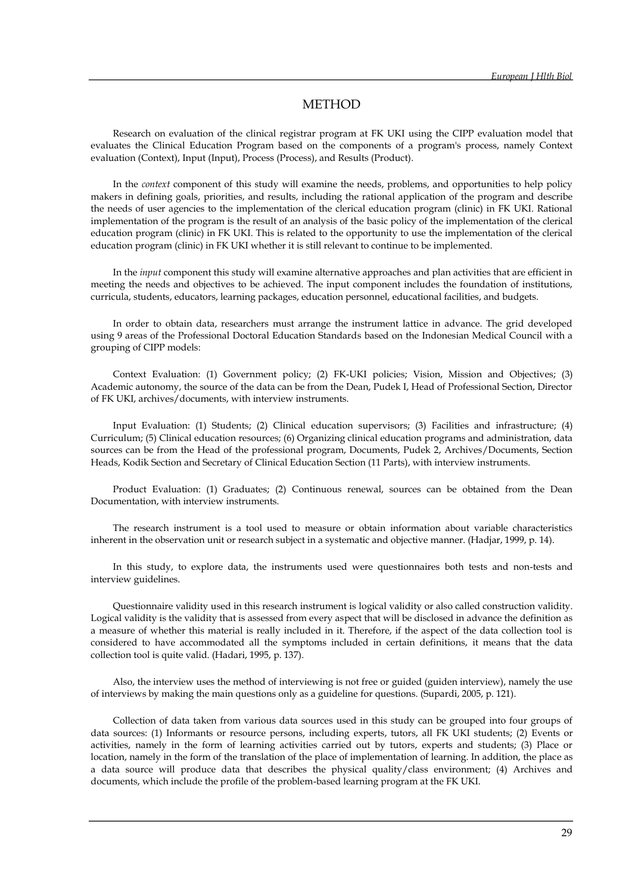## METHOD

Research on evaluation of the clinical registrar program at FK UKI using the CIPP evaluation model that evaluates the Clinical Education Program based on the components of a program's process, namely Context evaluation (Context), Input (Input), Process (Process), and Results (Product).

In the *context* component of this study will examine the needs, problems, and opportunities to help policy makers in defining goals, priorities, and results, including the rational application of the program and describe the needs of user agencies to the implementation of the clerical education program (clinic) in FK UKI. Rational implementation of the program is the result of an analysis of the basic policy of the implementation of the clerical education program (clinic) in FK UKI. This is related to the opportunity to use the implementation of the clerical education program (clinic) in FK UKI whether it is still relevant to continue to be implemented.

In the *input* component this study will examine alternative approaches and plan activities that are efficient in meeting the needs and objectives to be achieved. The input component includes the foundation of institutions, curricula, students, educators, learning packages, education personnel, educational facilities, and budgets.

In order to obtain data, researchers must arrange the instrument lattice in advance. The grid developed using 9 areas of the Professional Doctoral Education Standards based on the Indonesian Medical Council with a grouping of CIPP models:

Context Evaluation: (1) Government policy; (2) FK-UKI policies; Vision, Mission and Objectives; (3) Academic autonomy, the source of the data can be from the Dean, Pudek I, Head of Professional Section, Director of FK UKI, archives/documents, with interview instruments.

Input Evaluation: (1) Students; (2) Clinical education supervisors; (3) Facilities and infrastructure; (4) Curriculum; (5) Clinical education resources; (6) Organizing clinical education programs and administration, data sources can be from the Head of the professional program, Documents, Pudek 2, Archives/Documents, Section Heads, Kodik Section and Secretary of Clinical Education Section (11 Parts), with interview instruments.

Product Evaluation: (1) Graduates; (2) Continuous renewal, sources can be obtained from the Dean Documentation, with interview instruments.

The research instrument is a tool used to measure or obtain information about variable characteristics inherent in the observation unit or research subject in a systematic and objective manner. (Hadjar, 1999, p. 14).

In this study, to explore data, the instruments used were questionnaires both tests and non-tests and interview guidelines.

Questionnaire validity used in this research instrument is logical validity or also called construction validity. Logical validity is the validity that is assessed from every aspect that will be disclosed in advance the definition as a measure of whether this material is really included in it. Therefore, if the aspect of the data collection tool is considered to have accommodated all the symptoms included in certain definitions, it means that the data collection tool is quite valid. (Hadari, 1995, p. 137).

Also, the interview uses the method of interviewing is not free or guided (guiden interview), namely the use of interviews by making the main questions only as a guideline for questions. (Supardi, 2005, p. 121).

Collection of data taken from various data sources used in this study can be grouped into four groups of data sources: (1) Informants or resource persons, including experts, tutors, all FK UKI students; (2) Events or activities, namely in the form of learning activities carried out by tutors, experts and students; (3) Place or location, namely in the form of the translation of the place of implementation of learning. In addition, the place as a data source will produce data that describes the physical quality/class environment; (4) Archives and documents, which include the profile of the problem-based learning program at the FK UKI.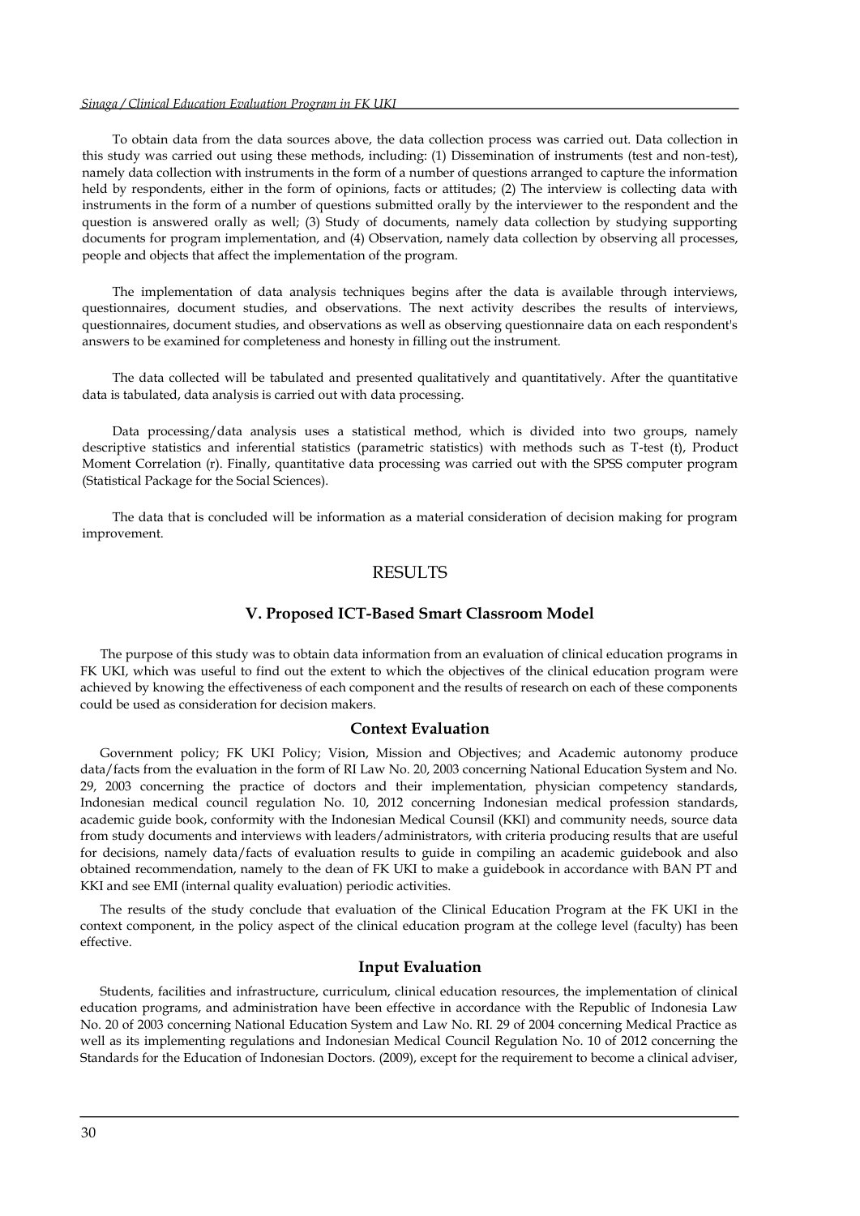To obtain data from the data sources above, the data collection process was carried out. Data collection in this study was carried out using these methods, including: (1) Dissemination of instruments (test and non-test), namely data collection with instruments in the form of a number of questions arranged to capture the information held by respondents, either in the form of opinions, facts or attitudes; (2) The interview is collecting data with instruments in the form of a number of questions submitted orally by the interviewer to the respondent and the question is answered orally as well; (3) Study of documents, namely data collection by studying supporting documents for program implementation, and (4) Observation, namely data collection by observing all processes, people and objects that affect the implementation of the program.

The implementation of data analysis techniques begins after the data is available through interviews, questionnaires, document studies, and observations. The next activity describes the results of interviews, questionnaires, document studies, and observations as well as observing questionnaire data on each respondent's answers to be examined for completeness and honesty in filling out the instrument.

The data collected will be tabulated and presented qualitatively and quantitatively. After the quantitative data is tabulated, data analysis is carried out with data processing.

Data processing/data analysis uses a statistical method, which is divided into two groups, namely descriptive statistics and inferential statistics (parametric statistics) with methods such as T-test (t), Product Moment Correlation (r). Finally, quantitative data processing was carried out with the SPSS computer program (Statistical Package for the Social Sciences).

The data that is concluded will be information as a material consideration of decision making for program improvement.

## RESULTS

### V. Proposed ICT-Based Smart Classroom Model

The purpose of this study was to obtain data information from an evaluation of clinical education programs in FK UKI, which was useful to find out the extent to which the objectives of the clinical education program were achieved by knowing the effectiveness of each component and the results of research on each of these components could be used as consideration for decision makers.

### Context Evaluation

Government policy; FK UKI Policy; Vision, Mission and Objectives; and Academic autonomy produce data/facts from the evaluation in the form of RI Law No. 20, 2003 concerning National Education System and No. 29, 2003 concerning the practice of doctors and their implementation, physician competency standards, Indonesian medical council regulation No. 10, 2012 concerning Indonesian medical profession standards, academic guide book, conformity with the Indonesian Medical Counsil (KKI) and community needs, source data from study documents and interviews with leaders/administrators, with criteria producing results that are useful for decisions, namely data/facts of evaluation results to guide in compiling an academic guidebook and also obtained recommendation, namely to the dean of FK UKI to make a guidebook in accordance with BAN PT and KKI and see EMI (internal quality evaluation) periodic activities.

The results of the study conclude that evaluation of the Clinical Education Program at the FK UKI in the context component, in the policy aspect of the clinical education program at the college level (faculty) has been effective.

### Input Evaluation

Students, facilities and infrastructure, curriculum, clinical education resources, the implementation of clinical education programs, and administration have been effective in accordance with the Republic of Indonesia Law No. 20 of 2003 concerning National Education System and Law No. RI. 29 of 2004 concerning Medical Practice as well as its implementing regulations and Indonesian Medical Council Regulation No. 10 of 2012 concerning the Standards for the Education of Indonesian Doctors. (2009), except for the requirement to become a clinical adviser,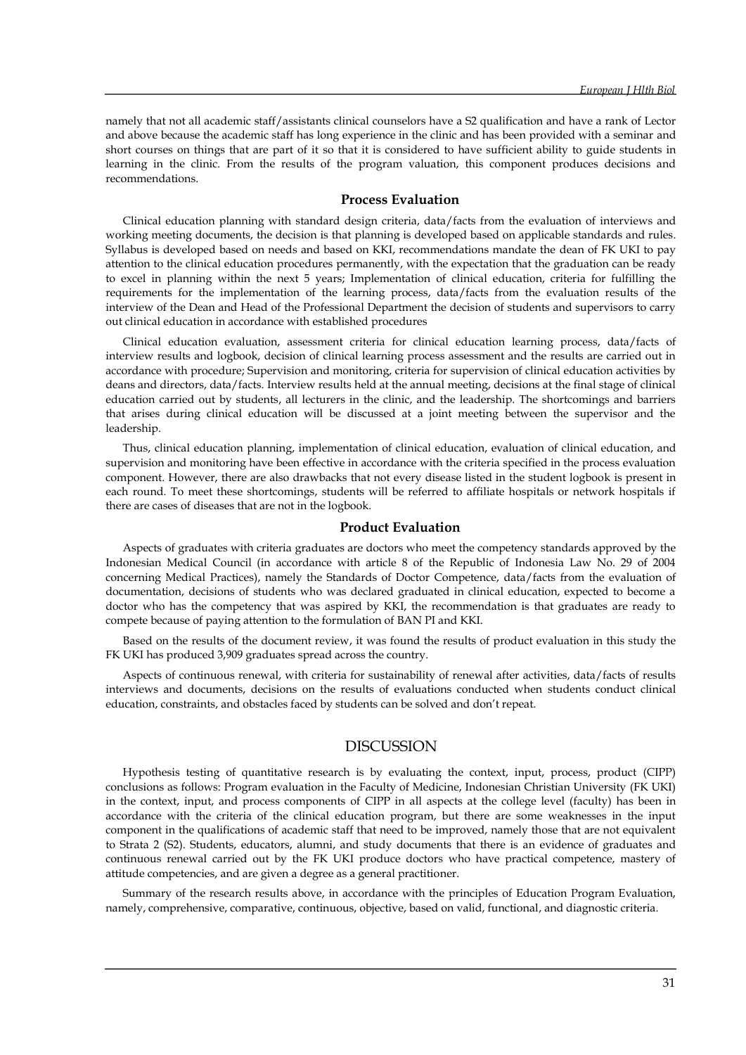namely that not all academic staff/assistants clinical counselors have a S2 qualification and have a rank of Lector and above because the academic staff has long experience in the clinic and has been provided with a seminar and short courses on things that are part of it so that it is considered to have sufficient ability to guide students in learning in the clinic. From the results of the program valuation, this component produces decisions and recommendations.

### Process Evaluation

Clinical education planning with standard design criteria, data/facts from the evaluation of interviews and working meeting documents, the decision is that planning is developed based on applicable standards and rules. Syllabus is developed based on needs and based on KKI, recommendations mandate the dean of FK UKI to pay attention to the clinical education procedures permanently, with the expectation that the graduation can be ready to excel in planning within the next 5 years; Implementation of clinical education, criteria for fulfilling the requirements for the implementation of the learning process, data/facts from the evaluation results of the interview of the Dean and Head of the Professional Department the decision of students and supervisors to carry out clinical education in accordance with established procedures

Clinical education evaluation, assessment criteria for clinical education learning process, data/facts of interview results and logbook, decision of clinical learning process assessment and the results are carried out in accordance with procedure; Supervision and monitoring, criteria for supervision of clinical education activities by deans and directors, data/facts. Interview results held at the annual meeting, decisions at the final stage of clinical education carried out by students, all lecturers in the clinic, and the leadership. The shortcomings and barriers that arises during clinical education will be discussed at a joint meeting between the supervisor and the leadership.

Thus, clinical education planning, implementation of clinical education, evaluation of clinical education, and supervision and monitoring have been effective in accordance with the criteria specified in the process evaluation component. However, there are also drawbacks that not every disease listed in the student logbook is present in each round. To meet these shortcomings, students will be referred to affiliate hospitals or network hospitals if there are cases of diseases that are not in the logbook.

### Product Evaluation

Aspects of graduates with criteria graduates are doctors who meet the competency standards approved by the Indonesian Medical Council (in accordance with article 8 of the Republic of Indonesia Law No. 29 of 2004 concerning Medical Practices), namely the Standards of Doctor Competence, data/facts from the evaluation of documentation, decisions of students who was declared graduated in clinical education, expected to become a doctor who has the competency that was aspired by KKI, the recommendation is that graduates are ready to compete because of paying attention to the formulation of BAN PI and KKI.

Based on the results of the document review, it was found the results of product evaluation in this study the FK UKI has produced 3,909 graduates spread across the country.

Aspects of continuous renewal, with criteria for sustainability of renewal after activities, data/facts of results interviews and documents, decisions on the results of evaluations conducted when students conduct clinical education, constraints, and obstacles faced by students can be solved and don't repeat.

## DISCUSSION

Hypothesis testing of quantitative research is by evaluating the context, input, process, product (CIPP) conclusions as follows: Program evaluation in the Faculty of Medicine, Indonesian Christian University (FK UKI) in the context, input, and process components of CIPP in all aspects at the college level (faculty) has been in accordance with the criteria of the clinical education program, but there are some weaknesses in the input component in the qualifications of academic staff that need to be improved, namely those that are not equivalent to Strata 2 (S2). Students, educators, alumni, and study documents that there is an evidence of graduates and continuous renewal carried out by the FK UKI produce doctors who have practical competence, mastery of attitude competencies, and are given a degree as a general practitioner.

Summary of the research results above, in accordance with the principles of Education Program Evaluation, namely, comprehensive, comparative, continuous, objective, based on valid, functional, and diagnostic criteria.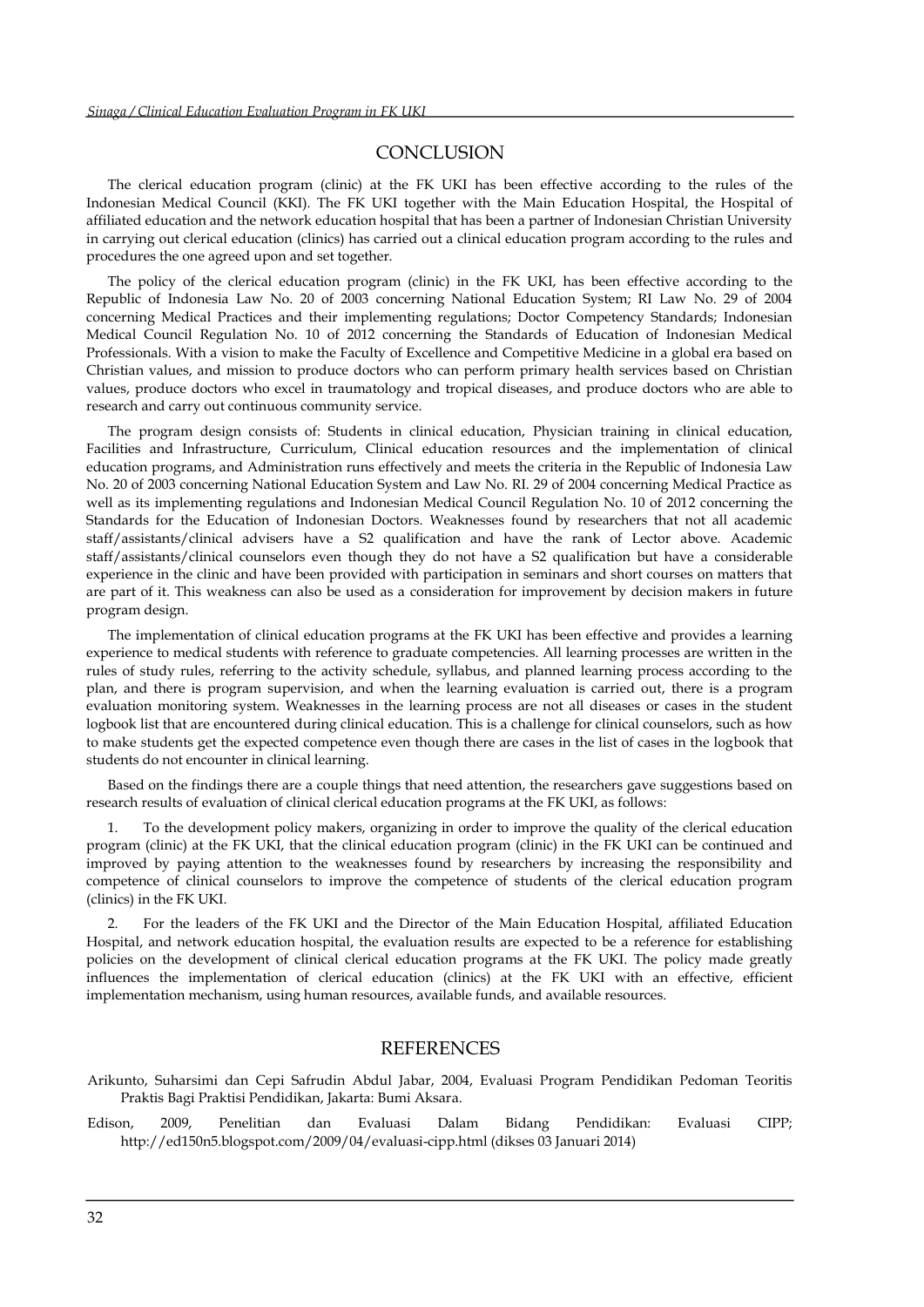## CONCLUSION

The clerical education program (clinic) at the FK UKI has been effective according to the rules of the Indonesian Medical Council (KKI). The FK UKI together with the Main Education Hospital, the Hospital of affiliated education and the network education hospital that has been a partner of Indonesian Christian University in carrying out clerical education (clinics) has carried out a clinical education program according to the rules and procedures the one agreed upon and set together.

The policy of the clerical education program (clinic) in the FK UKI, has been effective according to the Republic of Indonesia Law No. 20 of 2003 concerning National Education System; RI Law No. 29 of 2004 concerning Medical Practices and their implementing regulations; Doctor Competency Standards; Indonesian Medical Council Regulation No. 10 of 2012 concerning the Standards of Education of Indonesian Medical Professionals. With a vision to make the Faculty of Excellence and Competitive Medicine in a global era based on Christian values, and mission to produce doctors who can perform primary health services based on Christian values, produce doctors who excel in traumatology and tropical diseases, and produce doctors who are able to research and carry out continuous community service.

The program design consists of: Students in clinical education, Physician training in clinical education, Facilities and Infrastructure, Curriculum, Clinical education resources and the implementation of clinical education programs, and Administration runs effectively and meets the criteria in the Republic of Indonesia Law No. 20 of 2003 concerning National Education System and Law No. RI. 29 of 2004 concerning Medical Practice as well as its implementing regulations and Indonesian Medical Council Regulation No. 10 of 2012 concerning the Standards for the Education of Indonesian Doctors. Weaknesses found by researchers that not all academic staff/assistants/clinical advisers have a S2 qualification and have the rank of Lector above. Academic staff/assistants/clinical counselors even though they do not have a S2 qualification but have a considerable experience in the clinic and have been provided with participation in seminars and short courses on matters that are part of it. This weakness can also be used as a consideration for improvement by decision makers in future program design.

The implementation of clinical education programs at the FK UKI has been effective and provides a learning experience to medical students with reference to graduate competencies. All learning processes are written in the rules of study rules, referring to the activity schedule, syllabus, and planned learning process according to the plan, and there is program supervision, and when the learning evaluation is carried out, there is a program evaluation monitoring system. Weaknesses in the learning process are not all diseases or cases in the student logbook list that are encountered during clinical education. This is a challenge for clinical counselors, such as how to make students get the expected competence even though there are cases in the list of cases in the logbook that students do not encounter in clinical learning.

Based on the findings there are a couple things that need attention, the researchers gave suggestions based on research results of evaluation of clinical clerical education programs at the FK UKI, as follows:

1. To the development policy makers, organizing in order to improve the quality of the clerical education program (clinic) at the FK UKI, that the clinical education program (clinic) in the FK UKI can be continued and improved by paying attention to the weaknesses found by researchers by increasing the responsibility and competence of clinical counselors to improve the competence of students of the clerical education program (clinics) in the FK UKI.
2. For the leaders of the FK UKI and the Director of the Main Education Hospital, affiliated Education Hospital, and network education hospital, the evaluation results are expected to be a reference for establishing policies on the development of clinical clerical education programs at the FK UKI. The policy made greatly influences the implementation of clerical education (clinics) at the FK UKI with an effective, efficient implementation mechanism, using human resources, available funds, and available resources.

## REFERENCES

Arikunto, Suharsimi dan Cepi Safrudin Abdul Jabar, 2004, Evaluasi Program Pendidikan Pedoman Teoritis Praktis Bagi Praktisi Pendidikan, Jakarta: Bumi Aksara.

Edison, 2009, Penelitian dan Evaluasi Dalam Bidang Pendidikan: Evaluasi CIPP; http://ed150n5.blogspot.com/2009/04/evaluasi-cipp.html (dikses 03 Januari 2014)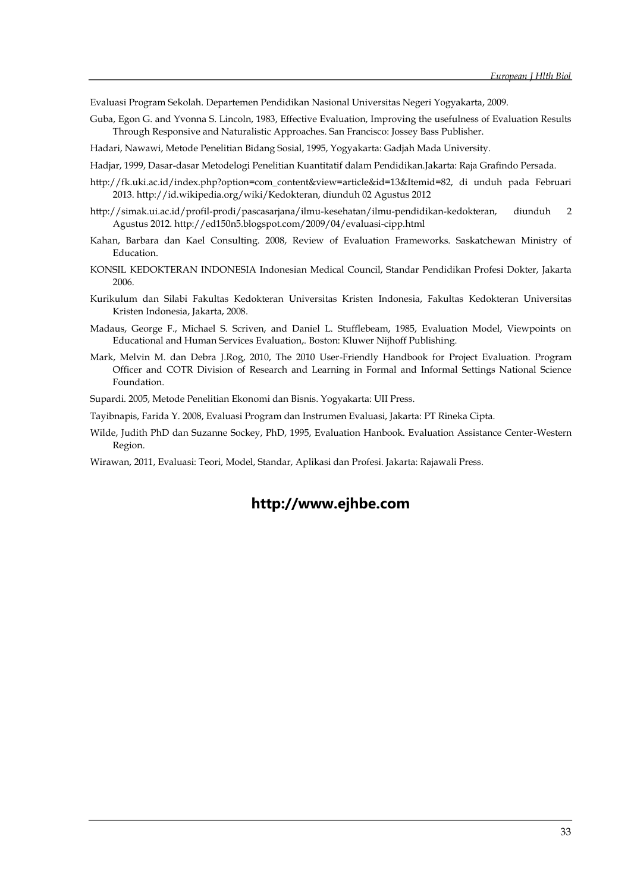Evaluasi Program Sekolah. Departemen Pendidikan Nasional Universitas Negeri Yogyakarta, 2009.

Guba, Egon G. and Yvonna S. Lincoln, 1983, Effective Evaluation, Improving the usefulness of Evaluation Results Through Responsive and Naturalistic Approaches. San Francisco: Jossey Bass Publisher.

Hadari, Nawawi, Metode Penelitian Bidang Sosial, 1995, Yogyakarta: Gadjah Mada University.

Hadjar, 1999, Dasar-dasar Metodelogi Penelitian Kuantitatif dalam Pendidikan.Jakarta: Raja Grafindo Persada.

http://fk.uki.ac.id/index.php?option=com_content&view=article&id=13&Itemid=82, di unduh pada Februari 2013. http://id.wikipedia.org/wiki/Kedokteran, diunduh 02 Agustus 2012

http://simak.ui.ac.id/profil-prodi/pascasarjana/ilmu-kesehatan/ilmu-pendidikan-kedokteran, diunduh 2 Agustus 2012. http://ed150n5.blogspot.com/2009/04/evaluasi-cipp.html

Kahan, Barbara dan Kael Consulting. 2008, Review of Evaluation Frameworks. Saskatchewan Ministry of Education.

KONSIL KEDOKTERAN INDONESIA Indonesian Medical Council, Standar Pendidikan Profesi Dokter, Jakarta 2006.

Kurikulum dan Silabi Fakultas Kedokteran Universitas Kristen Indonesia, Fakultas Kedokteran Universitas Kristen Indonesia, Jakarta, 2008.

Madaus, George F., Michael S. Scriven, and Daniel L. Stufflebeam, 1985, Evaluation Model, Viewpoints on Educational and Human Services Evaluation,. Boston: Kluwer Nijhoff Publishing.

Mark, Melvin M. dan Debra J.Rog, 2010, The 2010 User-Friendly Handbook for Project Evaluation. Program Officer and COTR Division of Research and Learning in Formal and Informal Settings National Science Foundation.

Supardi. 2005, Metode Penelitian Ekonomi dan Bisnis. Yogyakarta: UII Press.

Tayibnapis, Farida Y. 2008, Evaluasi Program dan Instrumen Evaluasi, Jakarta: PT Rineka Cipta.

Wilde, Judith PhD dan Suzanne Sockey, PhD, 1995, Evaluation Hanbook. Evaluation Assistance Center-Western Region.

Wirawan, 2011, Evaluasi: Teori, Model, Standar, Aplikasi dan Profesi. Jakarta: Rajawali Press.

**http://www.ejhbe.com**